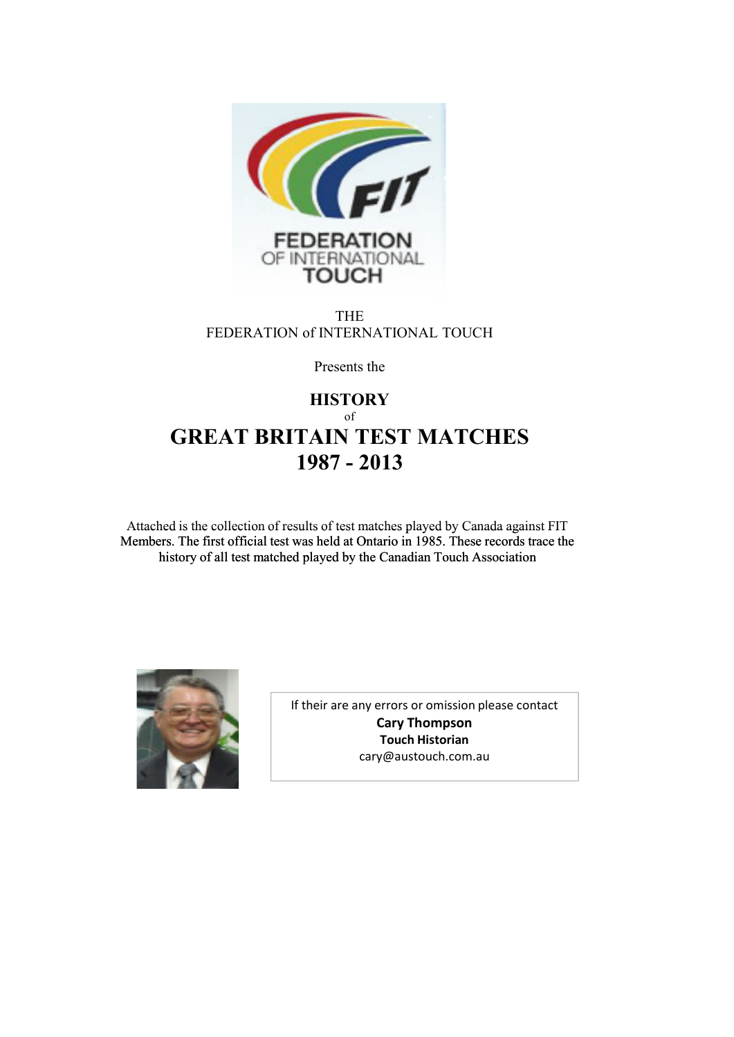THE
FEDERATION of INTERNATIONAL TOUCH

Presents the

# HISTORY
of
# GREAT BRITAIN TEST MATCHES 1987 - 2013

Attached is the collection of results of test matches played by Canada against FIT Members. The first official test was held at Ontario in 1985. These records trace the history of all test matched played by the Canadian Touch Association

If their are any errors or omission please contact
**Cary Thompson**
**Touch Historian**
cary@austouch.com.au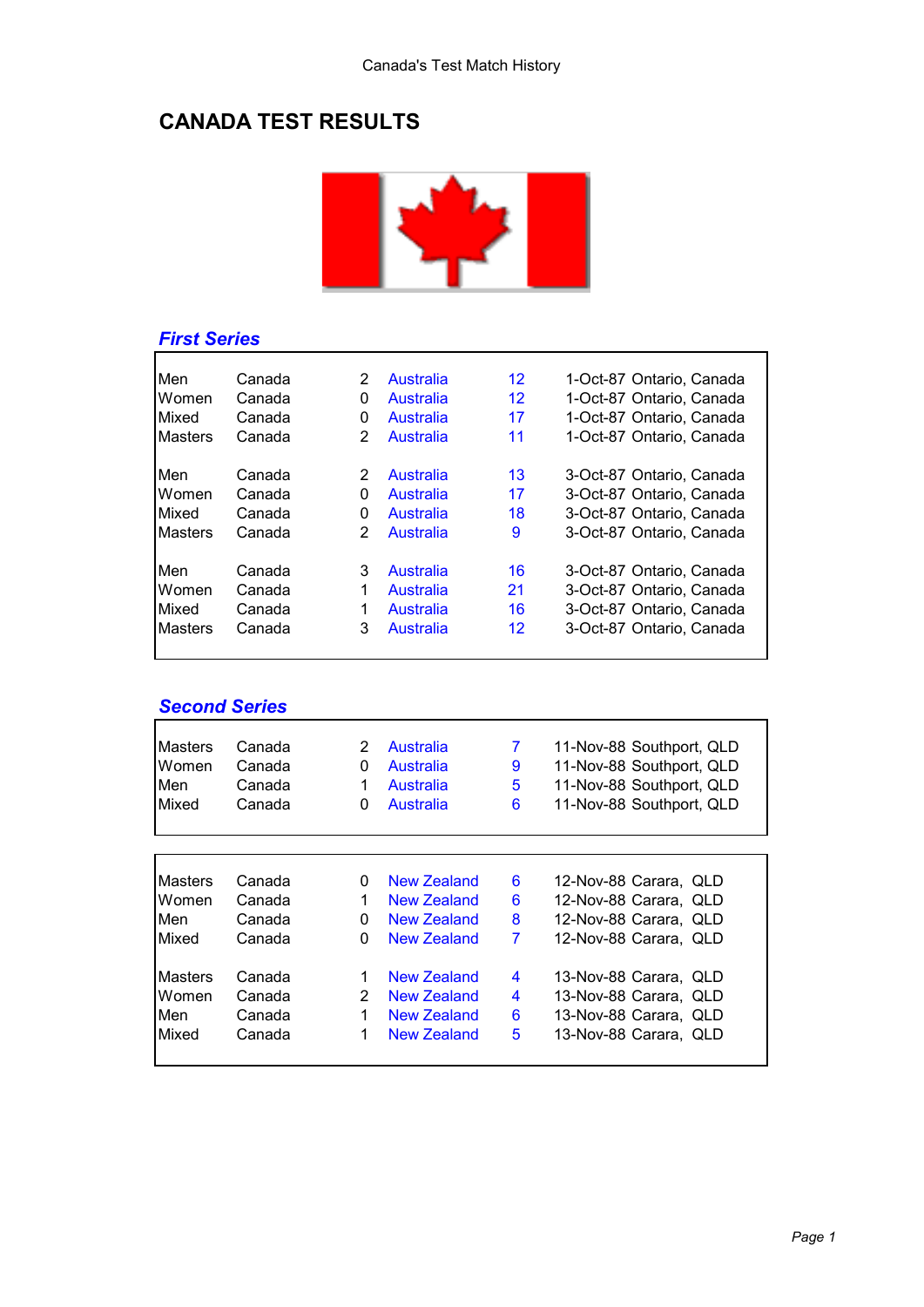# CANADA TEST RESULTS

## *First Series*

| | | | | | |
|---|---|---|---|---|---|
| Men | Canada | 2 | Australia | 12 | 1-Oct-87 Ontario, Canada |
| Women | Canada | 0 | Australia | 12 | 1-Oct-87 Ontario, Canada |
| Mixed | Canada | 0 | Australia | 17 | 1-Oct-87 Ontario, Canada |
| Masters | Canada | 2 | Australia | 11 | 1-Oct-87 Ontario, Canada |
| Men | Canada | 2 | Australia | 13 | 3-Oct-87 Ontario, Canada |
| Women | Canada | 0 | Australia | 17 | 3-Oct-87 Ontario, Canada |
| Mixed | Canada | 0 | Australia | 18 | 3-Oct-87 Ontario, Canada |
| Masters | Canada | 2 | Australia | 9 | 3-Oct-87 Ontario, Canada |
| Men | Canada | 3 | Australia | 16 | 3-Oct-87 Ontario, Canada |
| Women | Canada | 1 | Australia | 21 | 3-Oct-87 Ontario, Canada |
| Mixed | Canada | 1 | Australia | 16 | 3-Oct-87 Ontario, Canada |
| Masters | Canada | 3 | Australia | 12 | 3-Oct-87 Ontario, Canada |

## *Second Series*

| | | | | | |
|---|---|---|---|---|---|
| Masters | Canada | 2 | Australia | 7 | 11-Nov-88 Southport, QLD |
| Women | Canada | 0 | Australia | 9 | 11-Nov-88 Southport, QLD |
| Men | Canada | 1 | Australia | 5 | 11-Nov-88 Southport, QLD |
| Mixed | Canada | 0 | Australia | 6 | 11-Nov-88 Southport, QLD |

| | | | | | |
|---|---|---|---|---|---|
| Masters | Canada | 0 | New Zealand | 6 | 12-Nov-88 Carara, QLD |
| Women | Canada | 1 | New Zealand | 6 | 12-Nov-88 Carara, QLD |
| Men | Canada | 0 | New Zealand | 8 | 12-Nov-88 Carara, QLD |
| Mixed | Canada | 0 | New Zealand | 7 | 12-Nov-88 Carara, QLD |
| Masters | Canada | 1 | New Zealand | 4 | 13-Nov-88 Carara, QLD |
| Women | Canada | 2 | New Zealand | 4 | 13-Nov-88 Carara, QLD |
| Men | Canada | 1 | New Zealand | 6 | 13-Nov-88 Carara, QLD |
| Mixed | Canada | 1 | New Zealand | 5 | 13-Nov-88 Carara, QLD |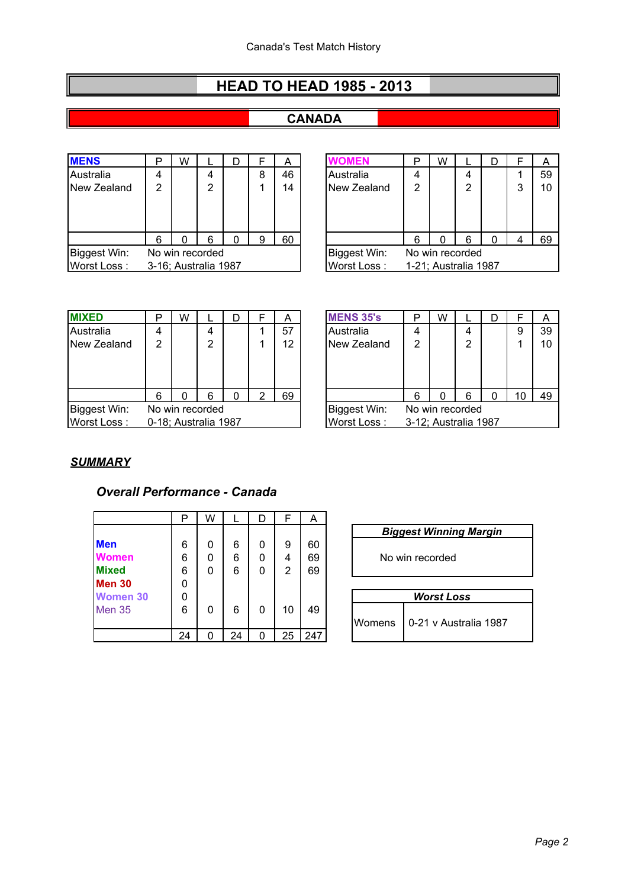Canada's Test Match History

# HEAD TO HEAD 1985 - 2013

## CANADA

| MENS | P | W | L | D | F | A |
|---|---|---|---|---|---|---|
| Australia | 4 | | 4 | | 8 | 46 |
| New Zealand | 2 | | 2 | | 1 | 14 |
| | 6 | 0 | 6 | 0 | 9 | 60 |
| Biggest Win: | No win recorded | | | | | |
| Worst Loss : | 3-16; Australia 1987 | | | | | |

| WOMEN | P | W | L | D | F | A |
|---|---|---|---|---|---|---|
| Australia | 4 | | 4 | | 1 | 59 |
| New Zealand | 2 | | 2 | | 3 | 10 |
| | 6 | 0 | 6 | 0 | 4 | 69 |
| Biggest Win: | No win recorded | | | | | |
| Worst Loss : | 1-21; Australia 1987 | | | | | |

| MIXED | P | W | L | D | F | A |
|---|---|---|---|---|---|---|
| Australia | 4 | | 4 | | 1 | 57 |
| New Zealand | 2 | | 2 | | 1 | 12 |
| | 6 | 0 | 6 | 0 | 2 | 69 |
| Biggest Win: | No win recorded | | | | | |
| Worst Loss : | 0-18; Australia 1987 | | | | | |

| MENS 35's | P | W | L | D | F | A |
|---|---|---|---|---|---|---|
| Australia | 4 | | 4 | | 9 | 39 |
| New Zealand | 2 | | 2 | | 1 | 10 |
| | 6 | 0 | 6 | 0 | 10 | 49 |
| Biggest Win: | No win recorded | | | | | |
| Worst Loss : | 3-12; Australia 1987 | | | | | |

### *SUMMARY*

#### *Overall Performance - Canada*

| | P | W | L | D | F | A |
|---|---|---|---|---|---|---|
| **Men** | 6 | 0 | 6 | 0 | 9 | 60 |
| **Women** | 6 | 0 | 6 | 0 | 4 | 69 |
| **Mixed** | 6 | 0 | 6 | 0 | 2 | 69 |
| **Men 30** | 0 | | | | | |
| **Women 30** | 0 | | | | | |
| Men 35 | 6 | 0 | 6 | 0 | 10 | 49 |
| | 24 | 0 | 24 | 0 | 25 | 247 |

| *Biggest Winning Margin* |
|---|
| No win recorded |

| *Worst Loss* | |
|---|---|
| Womens | 0-21 v Australia 1987 |